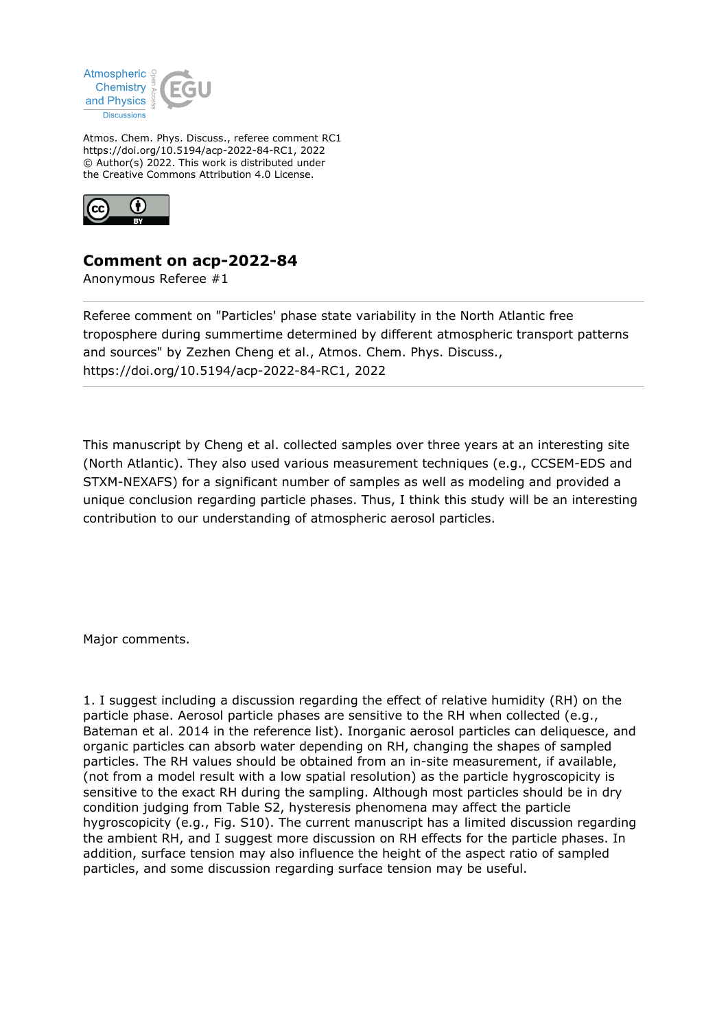Atmos. Chem. Phys. Discuss., referee comment RC1
https://doi.org/10.5194/acp-2022-84-RC1, 2022
© Author(s) 2022. This work is distributed under
the Creative Commons Attribution 4.0 License.

## Comment on acp-2022-84

Anonymous Referee #1

Referee comment on "Particles' phase state variability in the North Atlantic free troposphere during summertime determined by different atmospheric transport patterns and sources" by Zezhen Cheng et al., Atmos. Chem. Phys. Discuss., https://doi.org/10.5194/acp-2022-84-RC1, 2022

This manuscript by Cheng et al. collected samples over three years at an interesting site (North Atlantic). They also used various measurement techniques (e.g., CCSEM-EDS and STXM-NEXAFS) for a significant number of samples as well as modeling and provided a unique conclusion regarding particle phases. Thus, I think this study will be an interesting contribution to our understanding of atmospheric aerosol particles.

Major comments.

1. I suggest including a discussion regarding the effect of relative humidity (RH) on the particle phase. Aerosol particle phases are sensitive to the RH when collected (e.g., Bateman et al. 2014 in the reference list). Inorganic aerosol particles can deliquesce, and organic particles can absorb water depending on RH, changing the shapes of sampled particles. The RH values should be obtained from an in-site measurement, if available, (not from a model result with a low spatial resolution) as the particle hygroscopicity is sensitive to the exact RH during the sampling. Although most particles should be in dry condition judging from Table S2, hysteresis phenomena may affect the particle hygroscopicity (e.g., Fig. S10). The current manuscript has a limited discussion regarding the ambient RH, and I suggest more discussion on RH effects for the particle phases. In addition, surface tension may also influence the height of the aspect ratio of sampled particles, and some discussion regarding surface tension may be useful.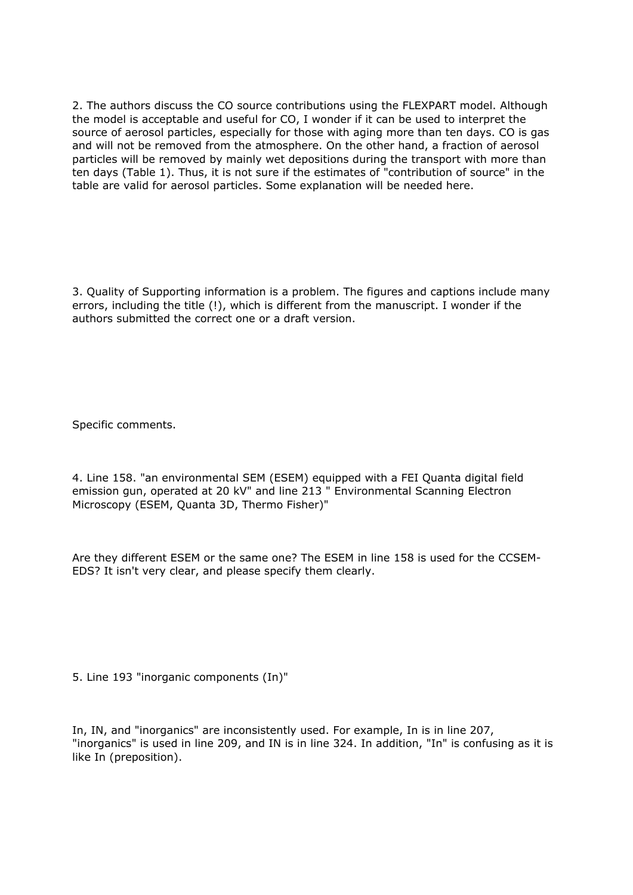2. The authors discuss the CO source contributions using the FLEXPART model. Although the model is acceptable and useful for CO, I wonder if it can be used to interpret the source of aerosol particles, especially for those with aging more than ten days. CO is gas and will not be removed from the atmosphere. On the other hand, a fraction of aerosol particles will be removed by mainly wet depositions during the transport with more than ten days (Table 1). Thus, it is not sure if the estimates of "contribution of source" in the table are valid for aerosol particles. Some explanation will be needed here.

3. Quality of Supporting information is a problem. The figures and captions include many errors, including the title (!), which is different from the manuscript. I wonder if the authors submitted the correct one or a draft version.

Specific comments.

4. Line 158. "an environmental SEM (ESEM) equipped with a FEI Quanta digital field emission gun, operated at 20 kV" and line 213 " Environmental Scanning Electron Microscopy (ESEM, Quanta 3D, Thermo Fisher)"

Are they different ESEM or the same one? The ESEM in line 158 is used for the CCSEM-EDS? It isn't very clear, and please specify them clearly.

5. Line 193 "inorganic components (In)"

In, IN, and "inorganics" are inconsistently used. For example, In is in line 207, "inorganics" is used in line 209, and IN is in line 324. In addition, "In" is confusing as it is like In (preposition).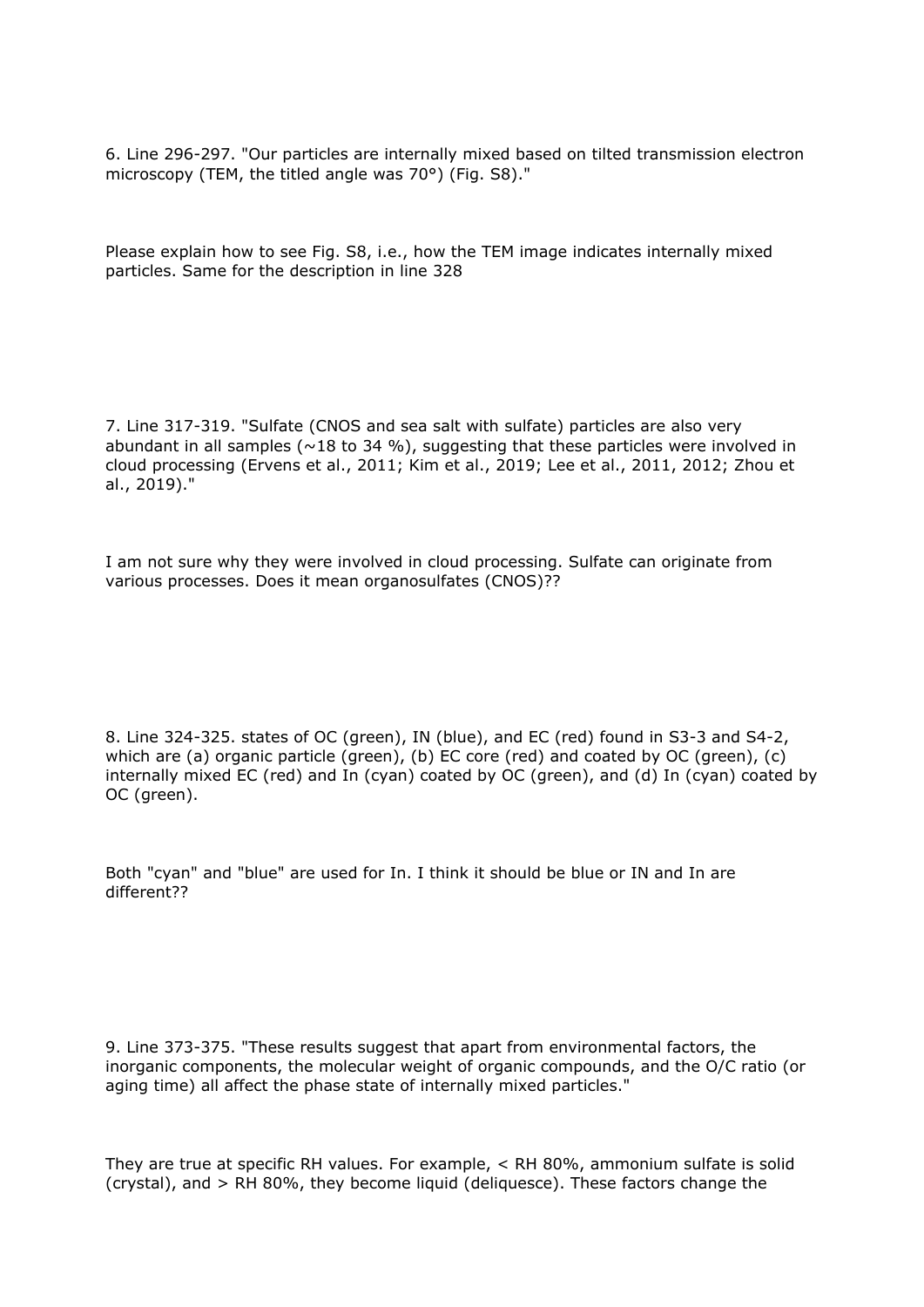6. Line 296-297. "Our particles are internally mixed based on tilted transmission electron microscopy (TEM, the titled angle was 70°) (Fig. S8)."

Please explain how to see Fig. S8, i.e., how the TEM image indicates internally mixed particles. Same for the description in line 328

7. Line 317-319. "Sulfate (CNOS and sea salt with sulfate) particles are also very abundant in all samples (~18 to 34 %), suggesting that these particles were involved in cloud processing (Ervens et al., 2011; Kim et al., 2019; Lee et al., 2011, 2012; Zhou et al., 2019)."

I am not sure why they were involved in cloud processing. Sulfate can originate from various processes. Does it mean organosulfates (CNOS)??

8. Line 324-325. states of OC (green), IN (blue), and EC (red) found in S3-3 and S4-2, which are (a) organic particle (green), (b) EC core (red) and coated by OC (green), (c) internally mixed EC (red) and In (cyan) coated by OC (green), and (d) In (cyan) coated by OC (green).

Both "cyan" and "blue" are used for In. I think it should be blue or IN and In are different??

9. Line 373-375. "These results suggest that apart from environmental factors, the inorganic components, the molecular weight of organic compounds, and the O/C ratio (or aging time) all affect the phase state of internally mixed particles."

They are true at specific RH values. For example, < RH 80%, ammonium sulfate is solid (crystal), and > RH 80%, they become liquid (deliquesce). These factors change the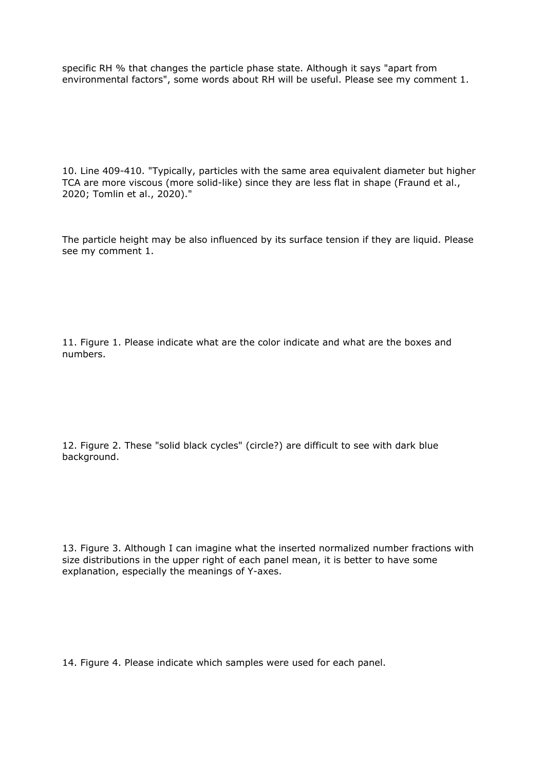specific RH % that changes the particle phase state. Although it says "apart from environmental factors", some words about RH will be useful. Please see my comment 1.

10. Line 409-410. "Typically, particles with the same area equivalent diameter but higher TCA are more viscous (more solid-like) since they are less flat in shape (Fraund et al., 2020; Tomlin et al., 2020)."

The particle height may be also influenced by its surface tension if they are liquid. Please see my comment 1.

11. Figure 1. Please indicate what are the color indicate and what are the boxes and numbers.

12. Figure 2. These "solid black cycles" (circle?) are difficult to see with dark blue background.

13. Figure 3. Although I can imagine what the inserted normalized number fractions with size distributions in the upper right of each panel mean, it is better to have some explanation, especially the meanings of Y-axes.

14. Figure 4. Please indicate which samples were used for each panel.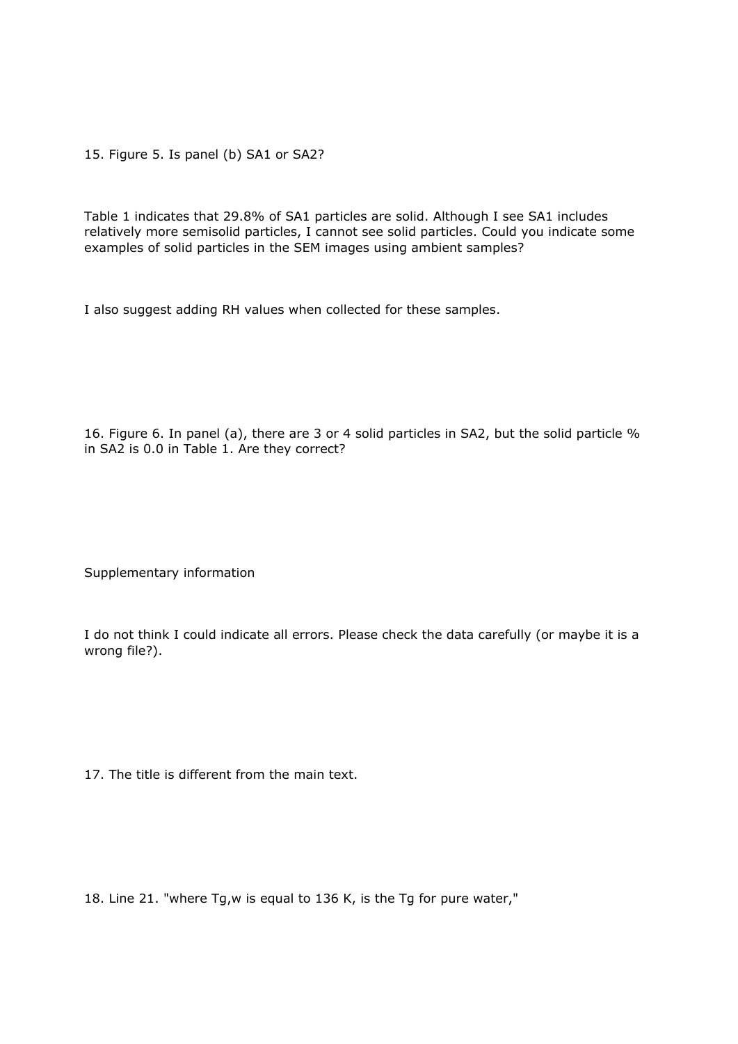15. Figure 5. Is panel (b) SA1 or SA2?

Table 1 indicates that 29.8% of SA1 particles are solid. Although I see SA1 includes relatively more semisolid particles, I cannot see solid particles. Could you indicate some examples of solid particles in the SEM images using ambient samples?

I also suggest adding RH values when collected for these samples.

16. Figure 6. In panel (a), there are 3 or 4 solid particles in SA2, but the solid particle % in SA2 is 0.0 in Table 1. Are they correct?

Supplementary information

I do not think I could indicate all errors. Please check the data carefully (or maybe it is a wrong file?).

17. The title is different from the main text.

18. Line 21. "where $T_{g,w}$ is equal to 136 K, is the $T_g$ for pure water,"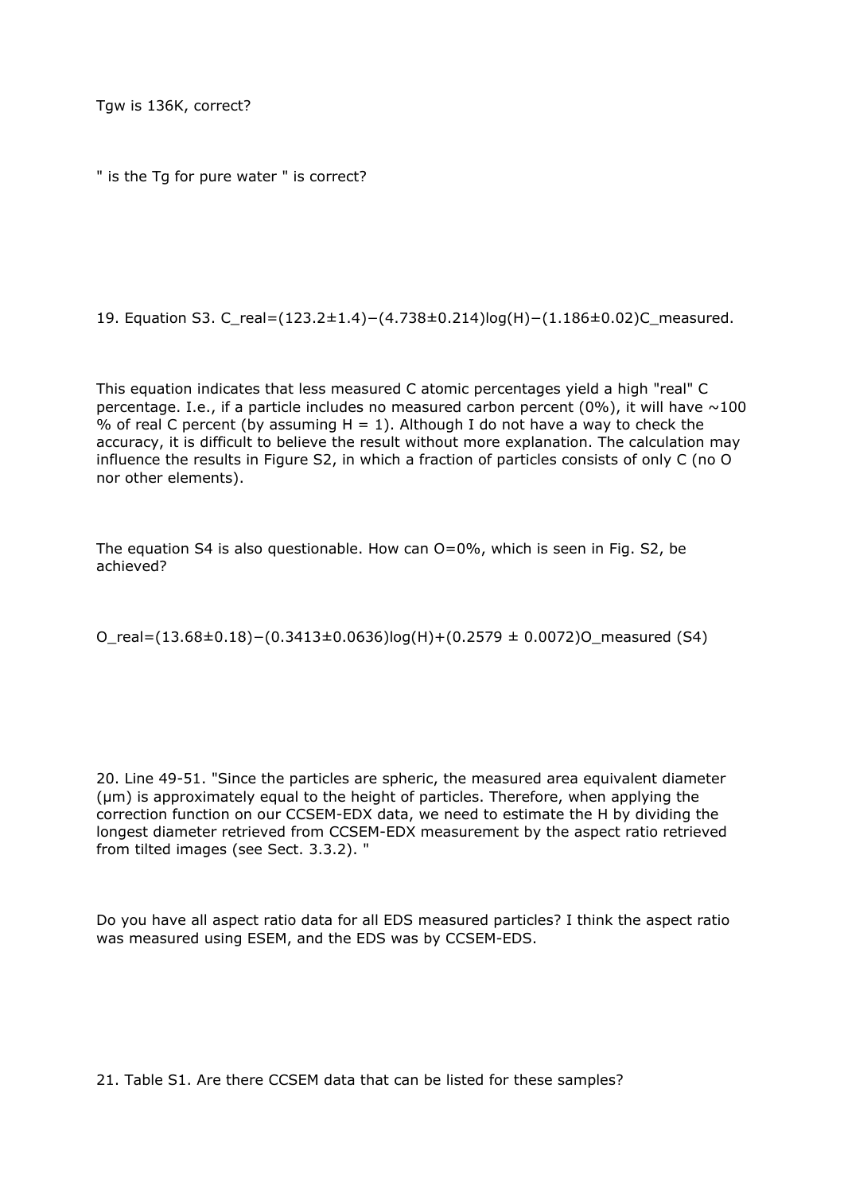$T_{gw}$ is 136K, correct?

" is the Tg for pure water " is correct?

19. Equation S3. $C\_real=(123.2\pm1.4)-(4.738\pm0.214)\log(H)-(1.186\pm0.02)C\_measured$.

This equation indicates that less measured C atomic percentages yield a high "real" C percentage. I.e., if a particle includes no measured carbon percent (0%), it will have ~100 % of real C percent (by assuming H = 1). Although I do not have a way to check the accuracy, it is difficult to believe the result without more explanation. The calculation may influence the results in Figure S2, in which a fraction of particles consists of only C (no O nor other elements).

The equation S4 is also questionable. How can O=0%, which is seen in Fig. S2, be achieved?

$$O\_real=(13.68\pm0.18)-(0.3413\pm0.0636)\log(H)+(0.2579 \pm 0.0072)O\_measured \quad (S4)$$

20. Line 49-51. "Since the particles are spheric, the measured area equivalent diameter (μm) is approximately equal to the height of particles. Therefore, when applying the correction function on our CCSEM-EDX data, we need to estimate the H by dividing the longest diameter retrieved from CCSEM-EDX measurement by the aspect ratio retrieved from tilted images (see Sect. 3.3.2). "

Do you have all aspect ratio data for all EDS measured particles? I think the aspect ratio was measured using ESEM, and the EDS was by CCSEM-EDS.

21. Table S1. Are there CCSEM data that can be listed for these samples?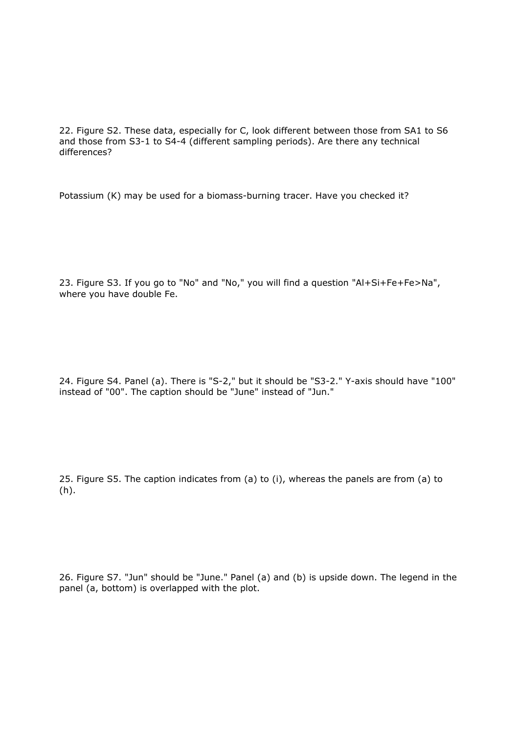22. Figure S2. These data, especially for C, look different between those from SA1 to S6 and those from S3-1 to S4-4 (different sampling periods). Are there any technical differences?

Potassium (K) may be used for a biomass-burning tracer. Have you checked it?

23. Figure S3. If you go to "No" and "No," you will find a question "Al+Si+Fe+Fe>Na", where you have double Fe.

24. Figure S4. Panel (a). There is "S-2," but it should be "S3-2." Y-axis should have "100" instead of "00". The caption should be "June" instead of "Jun."

25. Figure S5. The caption indicates from (a) to (i), whereas the panels are from (a) to (h).

26. Figure S7. "Jun" should be "June." Panel (a) and (b) is upside down. The legend in the panel (a, bottom) is overlapped with the plot.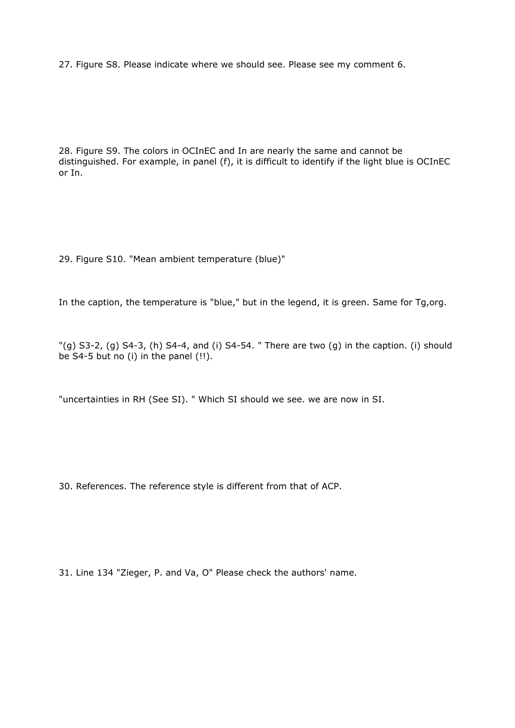27. Figure S8. Please indicate where we should see. Please see my comment 6.

28. Figure S9. The colors in OCInEC and In are nearly the same and cannot be distinguished. For example, in panel (f), it is difficult to identify if the light blue is OCInEC or In.

29. Figure S10. "Mean ambient temperature (blue)"

In the caption, the temperature is "blue," but in the legend, it is green. Same for Tg,org.

"(g) S3-2, (g) S4-3, (h) S4-4, and (i) S4-54. " There are two (g) in the caption. (i) should be S4-5 but no (i) in the panel (!!).

"uncertainties in RH (See SI). " Which SI should we see. we are now in SI.

30. References. The reference style is different from that of ACP.

31. Line 134 "Zieger, P. and Va, O" Please check the authors' name.